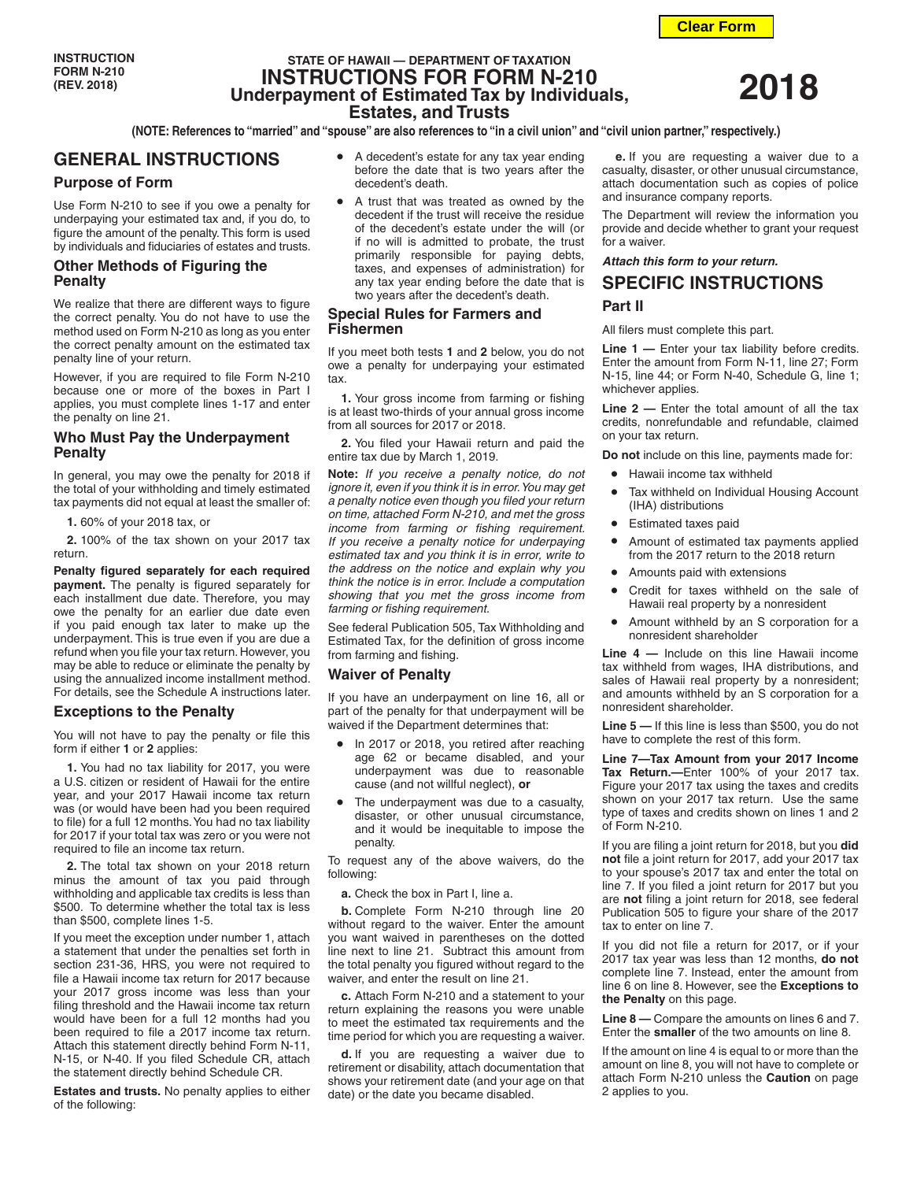INSTRUCTION FORM N-210 (REV. 2018)

STATE OF HAWAII — DEPARTMENT OF TAXATION

# INSTRUCTIONS FOR FORM N-210 Underpayment of Estimated Tax by Individuals, Estates, and Trusts

**2018**

**(NOTE: References to "married" and "spouse" are also references to "in a civil union" and "civil union partner," respectively.)**

## GENERAL INSTRUCTIONS

### Purpose of Form

Use Form N-210 to see if you owe a penalty for underpaying your estimated tax and, if you do, to figure the amount of the penalty. This form is used by individuals and fiduciaries of estates and trusts.

### Other Methods of Figuring the Penalty

We realize that there are different ways to figure the correct penalty. You do not have to use the method used on Form N-210 as long as you enter the correct penalty amount on the estimated tax penalty line of your return.

However, if you are required to file Form N-210 because one or more of the boxes in Part I applies, you must complete lines 1-17 and enter the penalty on line 21.

### Who Must Pay the Underpayment Penalty

In general, you may owe the penalty for 2018 if the total of your withholding and timely estimated tax payments did not equal at least the smaller of:

**1.** 60% of your 2018 tax, or

**2.** 100% of the tax shown on your 2017 tax return.

**Penalty figured separately for each required payment.** The penalty is figured separately for each installment due date. Therefore, you may owe the penalty for an earlier due date even if you paid enough tax later to make up the underpayment. This is true even if you are due a refund when you file your tax return. However, you may be able to reduce or eliminate the penalty by using the annualized income installment method. For details, see the Schedule A instructions later.

### Exceptions to the Penalty

You will not have to pay the penalty or file this form if either **1** or **2** applies:

**1.** You had no tax liability for 2017, you were a U.S. citizen or resident of Hawaii for the entire year, and your 2017 Hawaii income tax return was (or would have been had you been required to file) for a full 12 months. You had no tax liability for 2017 if your total tax was zero or you were not required to file an income tax return.

**2.** The total tax shown on your 2018 return minus the amount of tax you paid through withholding and applicable tax credits is less than $500. To determine whether the total tax is less than $500, complete lines 1-5.

If you meet the exception under number 1, attach a statement that under the penalties set forth in section 231-36, HRS, you were not required to file a Hawaii income tax return for 2017 because your 2017 gross income was less than your filing threshold and the Hawaii income tax return would have been for a full 12 months had you been required to file a 2017 income tax return. Attach this statement directly behind Form N-11, N-15, or N-40. If you filed Schedule CR, attach the statement directly behind Schedule CR.

**Estates and trusts.** No penalty applies to either of the following:

- A decedent's estate for any tax year ending before the date that is two years after the decedent's death.
- A trust that was treated as owned by the decedent if the trust will receive the residue of the decedent's estate under the will (or if no will is admitted to probate, the trust primarily responsible for paying debts, taxes, and expenses of administration) for any tax year ending before the date that is two years after the decedent's death.

### Special Rules for Farmers and Fishermen

If you meet both tests **1** and **2** below, you do not owe a penalty for underpaying your estimated tax.

**1.** Your gross income from farming or fishing is at least two-thirds of your annual gross income from all sources for 2017 or 2018.

**2.** You filed your Hawaii return and paid the entire tax due by March 1, 2019.

**Note:** *If you receive a penalty notice, do not ignore it, even if you think it is in error. You may get a penalty notice even though you filed your return on time, attached Form N-210, and met the gross income from farming or fishing requirement. If you receive a penalty notice for underpaying estimated tax and you think it is in error, write to the address on the notice and explain why you think the notice is in error. Include a computation showing that you met the gross income from farming or fishing requirement.*

See federal Publication 505, Tax Withholding and Estimated Tax, for the definition of gross income from farming and fishing.

### Waiver of Penalty

If you have an underpayment on line 16, all or part of the penalty for that underpayment will be waived if the Department determines that:

- In 2017 or 2018, you retired after reaching age 62 or became disabled, and your underpayment was due to reasonable cause (and not willful neglect), **or**
- The underpayment was due to a casualty, disaster, or other unusual circumstance, and it would be inequitable to impose the penalty.

To request any of the above waivers, do the following:

**a.** Check the box in Part I, line a.

**b.** Complete Form N-210 through line 20 without regard to the waiver. Enter the amount you want waived in parentheses on the dotted line next to line 21. Subtract this amount from the total penalty you figured without regard to the waiver, and enter the result on line 21.

**c.** Attach Form N-210 and a statement to your return explaining the reasons you were unable to meet the estimated tax requirements and the time period for which you are requesting a waiver.

**d.** If you are requesting a waiver due to retirement or disability, attach documentation that shows your retirement date (and your age on that date) or the date you became disabled.

**e.** If you are requesting a waiver due to a casualty, disaster, or other unusual circumstance, attach documentation such as copies of police and insurance company reports.

The Department will review the information you provide and decide whether to grant your request for a waiver.

***Attach this form to your return.***

## SPECIFIC INSTRUCTIONS

### Part II

All filers must complete this part.

**Line 1 —** Enter your tax liability before credits. Enter the amount from Form N-11, line 27; Form N-15, line 44; or Form N-40, Schedule G, line 1; whichever applies.

**Line 2 —** Enter the total amount of all the tax credits, nonrefundable and refundable, claimed on your tax return.

**Do not** include on this line, payments made for:

- Hawaii income tax withheld
- Tax withheld on Individual Housing Account (IHA) distributions
- Estimated taxes paid
- Amount of estimated tax payments applied from the 2017 return to the 2018 return
- Amounts paid with extensions
- Credit for taxes withheld on the sale of Hawaii real property by a nonresident
- Amount withheld by an S corporation for a nonresident shareholder

**Line 4 —** Include on this line Hawaii income tax withheld from wages, IHA distributions, and sales of Hawaii real property by a nonresident; and amounts withheld by an S corporation for a nonresident shareholder.

**Line 5 —** If this line is less than $500, you do not have to complete the rest of this form.

**Line 7—Tax Amount from your 2017 Income Tax Return.—**Enter 100% of your 2017 tax. Figure your 2017 tax using the taxes and credits shown on your 2017 tax return. Use the same type of taxes and credits shown on lines 1 and 2 of Form N-210.

If you are filing a joint return for 2018, but you **did not** file a joint return for 2017, add your 2017 tax to your spouse's 2017 tax and enter the total on line 7. If you filed a joint return for 2017 but you are **not** filing a joint return for 2018, see federal Publication 505 to figure your share of the 2017 tax to enter on line 7.

If you did not file a return for 2017, or if your 2017 tax year was less than 12 months, **do not** complete line 7. Instead, enter the amount from line 6 on line 8. However, see the **Exceptions to the Penalty** on this page.

**Line 8 —** Compare the amounts on lines 6 and 7. Enter the **smaller** of the two amounts on line 8.

If the amount on line 4 is equal to or more than the amount on line 8, you will not have to complete or attach Form N-210 unless the **Caution** on page 2 applies to you.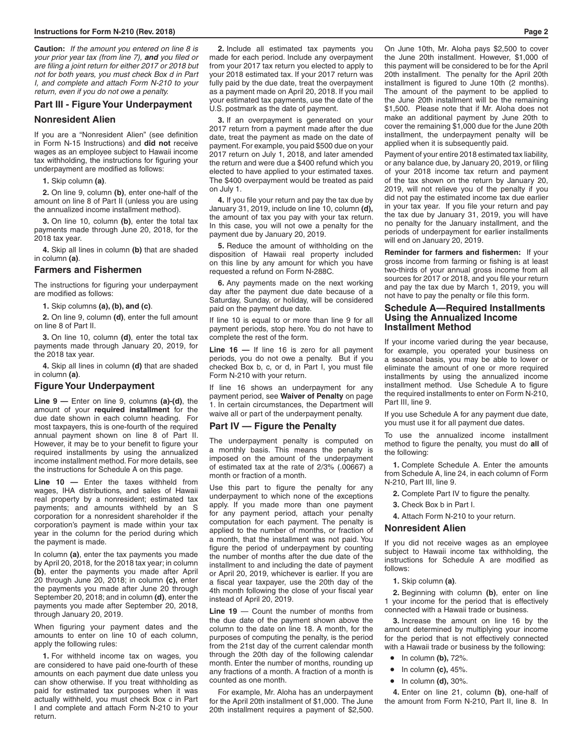**Caution:** *If the amount you entered on line 8 is your prior year tax (from line 7),* ***and*** *you filed or are filing a joint return for either 2017 or 2018 but not for both years, you must check Box d in Part I, and complete and attach Form N-210 to your return, even if you do not owe a penalty.*

## Part III - Figure Your Underpayment

### Nonresident Alien

If you are a "Nonresident Alien" (see definition in Form N-15 Instructions) and **did not** receive wages as an employee subject to Hawaii income tax withholding, the instructions for figuring your underpayment are modified as follows:

**1.** Skip column **(a)**.

**2.** On line 9, column **(b)**, enter one-half of the amount on line 8 of Part II (unless you are using the annualized income installment method).

**3.** On line 10, column **(b)**, enter the total tax payments made through June 20, 2018, for the 2018 tax year.

**4.** Skip all lines in column **(b)** that are shaded in column **(a)**.

### Farmers and Fishermen

The instructions for figuring your underpayment are modified as follows:

**1.** Skip columns **(a), (b), and (c)**.

**2.** On line 9, column **(d)**, enter the full amount on line 8 of Part II.

**3.** On line 10, column **(d)**, enter the total tax payments made through January 20, 2019, for the 2018 tax year.

**4.** Skip all lines in column **(d)** that are shaded in column **(a)**.

### Figure Your Underpayment

**Line 9 —** Enter on line 9, columns **(a)-(d)**, the amount of your **required installment** for the due date shown in each column heading. For most taxpayers, this is one-fourth of the required annual payment shown on line 8 of Part II. However, it may be to your benefit to figure your required installments by using the annualized income installment method. For more details, see the instructions for Schedule A on this page.

**Line 10 —** Enter the taxes withheld from wages, IHA distributions, and sales of Hawaii real property by a nonresident; estimated tax payments; and amounts withheld by an S corporation for a nonresident shareholder if the corporation's payment is made within your tax year in the column for the period during which the payment is made.

In column **(a)**, enter the tax payments you made by April 20, 2018, for the 2018 tax year; in column **(b)**, enter the payments you made after April 20 through June 20, 2018; in column **(c),** enter the payments you made after June 20 through September 20, 2018; and in column **(d)**, enter the payments you made after September 20, 2018, through January 20, 2019.

When figuring your payment dates and the amounts to enter on line 10 of each column, apply the following rules:

**1.** For withheld income tax on wages, you are considered to have paid one-fourth of these amounts on each payment due date unless you can show otherwise. If you treat withholding as paid for estimated tax purposes when it was actually withheld, you must check Box c in Part I and complete and attach Form N-210 to your return.

**2.** Include all estimated tax payments you made for each period. Include any overpayment from your 2017 tax return you elected to apply to your 2018 estimated tax. If your 2017 return was fully paid by the due date, treat the overpayment as a payment made on April 20, 2018. If you mail your estimated tax payments, use the date of the U.S. postmark as the date of payment.

**3.** If an overpayment is generated on your 2017 return from a payment made after the due date, treat the payment as made on the date of payment. For example, you paid $500 due on your 2017 return on July 1, 2018, and later amended the return and were due a $400 refund which you elected to have applied to your estimated taxes. The $400 overpayment would be treated as paid on July 1.

**4.** If you file your return and pay the tax due by January 31, 2019, include on line 10, column **(d),** the amount of tax you pay with your tax return. In this case, you will not owe a penalty for the payment due by January 20, 2019.

**5.** Reduce the amount of withholding on the disposition of Hawaii real property included on this line by any amount for which you have requested a refund on Form N-288C.

**6.** Any payments made on the next working day after the payment due date because of a Saturday, Sunday, or holiday, will be considered paid on the payment due date.

If line 10 is equal to or more than line 9 for all payment periods, stop here. You do not have to complete the rest of the form.

**Line 16 —** If line 16 is zero for all payment periods, you do not owe a penalty. But if you checked Box b, c, or d, in Part I, you must file Form N-210 with your return.

If line 16 shows an underpayment for any payment period, see **Waiver of Penalty** on page 1. In certain circumstances, the Department will waive all or part of the underpayment penalty.

## Part IV — Figure the Penalty

The underpayment penalty is computed on a monthly basis. This means the penalty is imposed on the amount of the underpayment of estimated tax at the rate of 2/3% (.00667) a month or fraction of a month.

Use this part to figure the penalty for any underpayment to which none of the exceptions apply. If you made more than one payment for any payment period, attach your penalty computation for each payment. The penalty is applied to the number of months, or fraction of a month, that the installment was not paid. You figure the period of underpayment by counting the number of months after the due date of the installment to and including the date of payment or April 20, 2019, whichever is earlier. If you are a fiscal year taxpayer, use the 20th day of the 4th month following the close of your fiscal year instead of April 20, 2019.

**Line 19** — Count the number of months from the due date of the payment shown above the column to the date on line 18. A month, for the purposes of computing the penalty, is the period from the 21st day of the current calendar month through the 20th day of the following calendar month. Enter the number of months, rounding up any fractions of a month. A fraction of a month is counted as one month.

For example, Mr. Aloha has an underpayment for the April 20th installment of $1,000. The June 20th installment requires a payment of $2,500. On June 10th, Mr. Aloha pays $2,500 to cover the June 20th installment. However, $1,000 of this payment will be considered to be for the April 20th installment. The penalty for the April 20th installment is figured to June 10th (2 months). The amount of the payment to be applied to the June 20th installment will be the remaining $1,500. Please note that if Mr. Aloha does not make an additional payment by June 20th to cover the remaining $1,000 due for the June 20th installment, the underpayment penalty will be applied when it is subsequently paid.

Payment of your entire 2018 estimated tax liability, or any balance due, by January 20, 2019, or filing of your 2018 income tax return and payment of the tax shown on the return by January 20, 2019, will not relieve you of the penalty if you did not pay the estimated income tax due earlier in your tax year. If you file your return and pay the tax due by January 31, 2019, you will have no penalty for the January installment, and the periods of underpayment for earlier installments will end on January 20, 2019.

**Reminder for farmers and fishermen:** If your gross income from farming or fishing is at least two-thirds of your annual gross income from all sources for 2017 or 2018, and you file your return and pay the tax due by March 1, 2019, you will not have to pay the penalty or file this form.

## Schedule A—Required Installments Using the Annualized Income Installment Method

If your income varied during the year because, for example, you operated your business on a seasonal basis, you may be able to lower or eliminate the amount of one or more required installments by using the annualized income installment method. Use Schedule A to figure the required installments to enter on Form N-210, Part III, line 9.

If you use Schedule A for any payment due date, you must use it for all payment due dates.

To use the annualized income installment method to figure the penalty, you must do **all** of the following:

**1.** Complete Schedule A. Enter the amounts from Schedule A, line 24, in each column of Form N-210, Part III, line 9.

**2.** Complete Part IV to figure the penalty.

**3.** Check Box b in Part I.

**4.** Attach Form N-210 to your return.

### Nonresident Alien

If you did not receive wages as an employee subject to Hawaii income tax withholding, the instructions for Schedule A are modified as follows:

**1.** Skip column **(a)**.

**2.** Beginning with column **(b)**, enter on line 1 your income for the period that is effectively connected with a Hawaii trade or business.

**3.** Increase the amount on line 16 by the amount determined by multiplying your income for the period that is not effectively connected with a Hawaii trade or business by the following:

- In column **(b),** 72%.
- In column **(c),** 45%.
- In column **(d),** 30%.

**4.** Enter on line 21, column **(b)**, one-half of the amount from Form N-210, Part II, line 8. In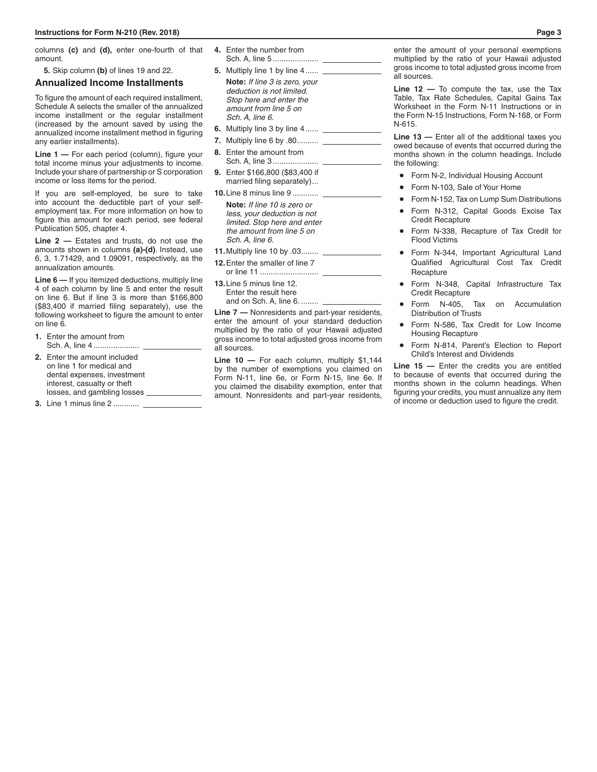columns **(c)** and **(d),** enter one-fourth of that amount.

**5.** Skip column **(b)** of lines 19 and 22.

## Annualized Income Installments

To figure the amount of each required installment, Schedule A selects the smaller of the annualized income installment or the regular installment (increased by the amount saved by using the annualized income installment method in figuring any earlier installments).

**Line 1 —** For each period (column), figure your total income minus your adjustments to income. Include your share of partnership or S corporation income or loss items for the period.

If you are self-employed, be sure to take into account the deductible part of your self-employment tax. For more information on how to figure this amount for each period, see federal Publication 505, chapter 4.

**Line 2 —** Estates and trusts, do not use the amounts shown in columns **(a)-(d)**. Instead, use 6, 3, 1.71429, and 1.09091, respectively, as the annualization amounts.

**Line 6 —** If you itemized deductions, multiply line 4 of each column by line 5 and enter the result on line 6. But if line 3 is more than $166,800 ($83,400 if married filing separately), use the following worksheet to figure the amount to enter on line 6.

1. Enter the amount from Sch. A, line 4 .................... ______
2. Enter the amount included on line 1 for medical and dental expenses, investment interest, casualty or theft losses, and gambling losses ______
3. Line 1 minus line 2 ............ ______
4. Enter the number from Sch. A, line 5 .................... ______
5. Multiply line 1 by line 4 ...... ______
   **Note:** *If line 3 is zero, your deduction is not limited. Stop here and enter the amount from line 5 on Sch. A, line 6.*
6. Multiply line 3 by line 4 ...... ______
7. Multiply line 6 by .80.......... ______
8. Enter the amount from Sch. A, line 3 .................... ______
9. Enter $166,800 ($83,400 if married filing separately)... ______
10. Line 8 minus line 9 ............ ______
    **Note:** *If line 10 is zero or less, your deduction is not limited. Stop here and enter the amount from line 5 on Sch. A, line 6.*
11. Multiply line 10 by .03........ ______
12. Enter the smaller of line 7 or line 11 .......................... ______
13. Line 5 minus line 12. Enter the result here and on Sch. A, line 6. ........ ______

**Line 7 —** Nonresidents and part-year residents, enter the amount of your standard deduction multiplied by the ratio of your Hawaii adjusted gross income to total adjusted gross income from all sources.

**Line 10 —** For each column, multiply $1,144 by the number of exemptions you claimed on Form N-11, line 6e, or Form N-15, line 6e. If you claimed the disability exemption, enter that amount. Nonresidents and part-year residents, enter the amount of your personal exemptions multiplied by the ratio of your Hawaii adjusted gross income to total adjusted gross income from all sources.

**Line 12 —** To compute the tax, use the Tax Table, Tax Rate Schedules, Capital Gains Tax Worksheet in the Form N-11 Instructions or in the Form N-15 Instructions, Form N-168, or Form N-615.

**Line 13 —** Enter all of the additional taxes you owed because of events that occurred during the months shown in the column headings. Include the following:

- Form N-2, Individual Housing Account
- Form N-103, Sale of Your Home
- Form N-152, Tax on Lump Sum Distributions
- Form N-312, Capital Goods Excise Tax Credit Recapture
- Form N-338, Recapture of Tax Credit for Flood Victims
- Form N-344, Important Agricultural Land Qualified Agricultural Cost Tax Credit Recapture
- Form N-348, Capital Infrastructure Tax Credit Recapture
- Form N-405, Tax on Accumulation Distribution of Trusts
- Form N-586, Tax Credit for Low Income Housing Recapture
- Form N-814, Parent's Election to Report Child's Interest and Dividends

**Line 15 —** Enter the credits you are entitled to because of events that occurred during the months shown in the column headings. When figuring your credits, you must annualize any item of income or deduction used to figure the credit.